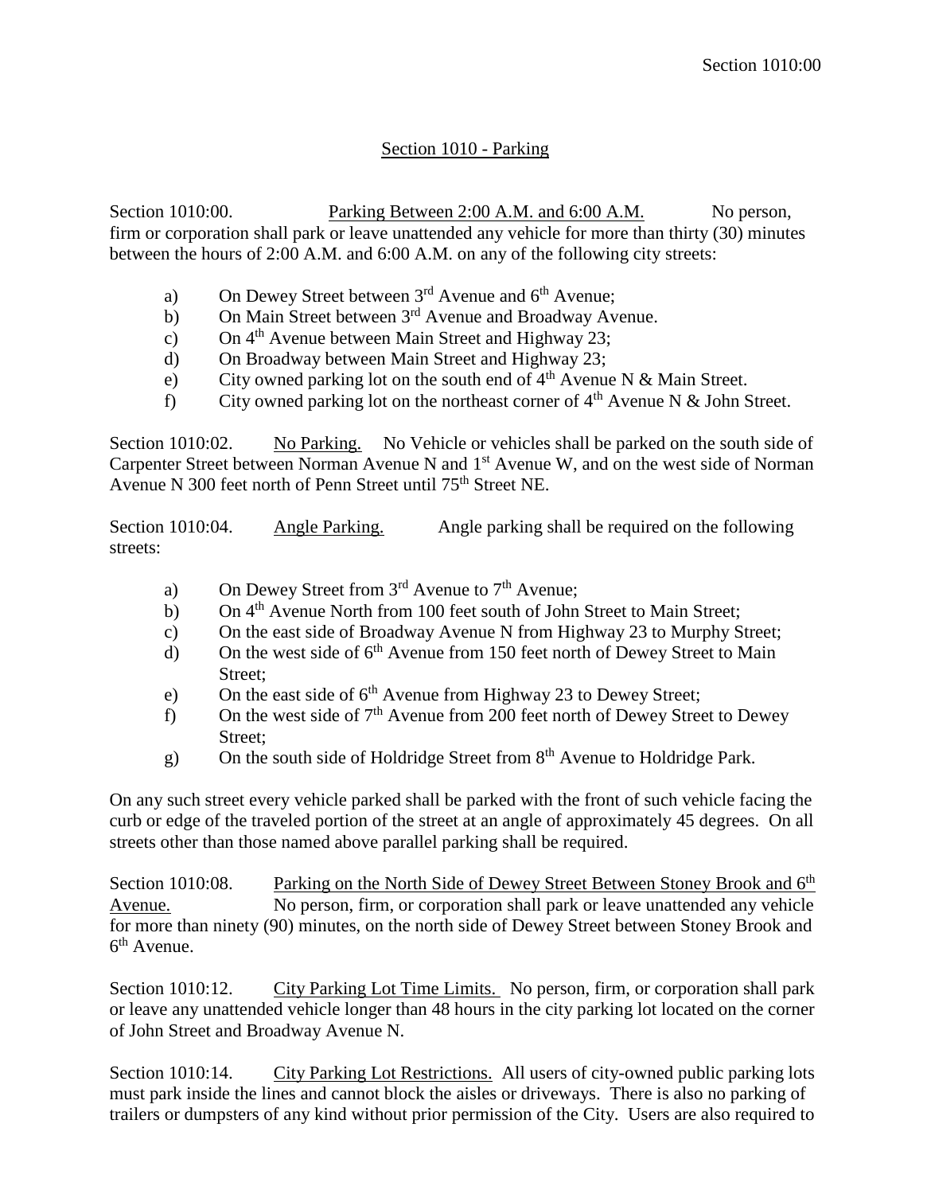# Section 1010 - Parking

Section 1010:00. Parking Between 2:00 A.M. and 6:00 A.M. No person, firm or corporation shall park or leave unattended any vehicle for more than thirty (30) minutes between the hours of 2:00 A.M. and 6:00 A.M. on any of the following city streets:

a) On Dewey Street between 3rd Avenue and 6th Avenue;
b) On Main Street between 3rd Avenue and Broadway Avenue.
c) On 4th Avenue between Main Street and Highway 23;
d) On Broadway between Main Street and Highway 23;
e) City owned parking lot on the south end of 4th Avenue N & Main Street.
f) City owned parking lot on the northeast corner of 4th Avenue N & John Street.

Section 1010:02. No Parking. No Vehicle or vehicles shall be parked on the south side of Carpenter Street between Norman Avenue N and 1st Avenue W, and on the west side of Norman Avenue N 300 feet north of Penn Street until 75th Street NE.

Section 1010:04. Angle Parking. Angle parking shall be required on the following streets:

a) On Dewey Street from 3rd Avenue to 7th Avenue;
b) On 4th Avenue North from 100 feet south of John Street to Main Street;
c) On the east side of Broadway Avenue N from Highway 23 to Murphy Street;
d) On the west side of 6th Avenue from 150 feet north of Dewey Street to Main Street;
e) On the east side of 6th Avenue from Highway 23 to Dewey Street;
f) On the west side of 7th Avenue from 200 feet north of Dewey Street to Dewey Street;
g) On the south side of Holdridge Street from 8th Avenue to Holdridge Park.

On any such street every vehicle parked shall be parked with the front of such vehicle facing the curb or edge of the traveled portion of the street at an angle of approximately 45 degrees. On all streets other than those named above parallel parking shall be required.

Section 1010:08. Parking on the North Side of Dewey Street Between Stoney Brook and 6th Avenue. No person, firm, or corporation shall park or leave unattended any vehicle for more than ninety (90) minutes, on the north side of Dewey Street between Stoney Brook and 6th Avenue.

Section 1010:12. City Parking Lot Time Limits. No person, firm, or corporation shall park or leave any unattended vehicle longer than 48 hours in the city parking lot located on the corner of John Street and Broadway Avenue N.

Section 1010:14. City Parking Lot Restrictions. All users of city-owned public parking lots must park inside the lines and cannot block the aisles or driveways. There is also no parking of trailers or dumpsters of any kind without prior permission of the City. Users are also required to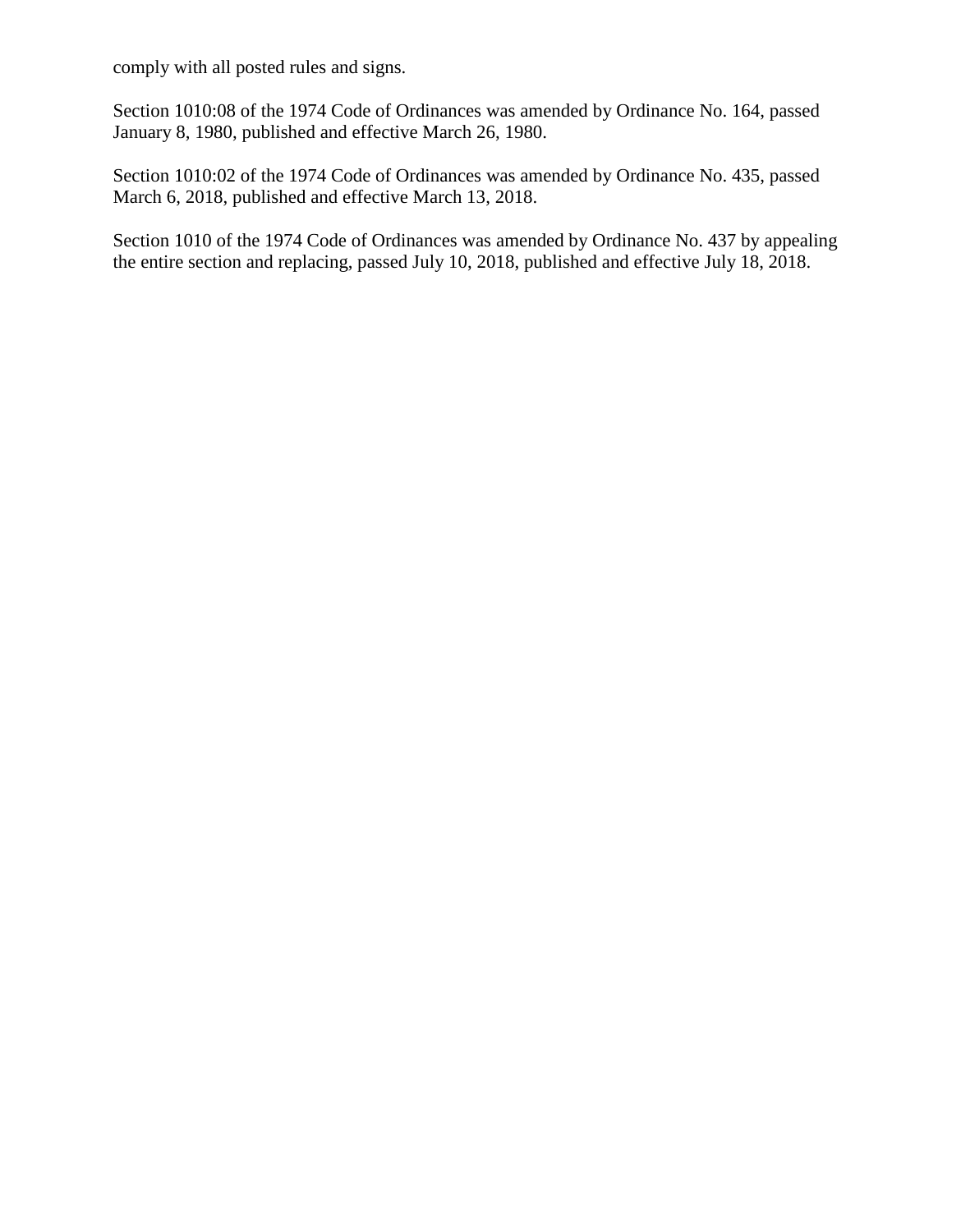comply with all posted rules and signs.

Section 1010:08 of the 1974 Code of Ordinances was amended by Ordinance No. 164, passed January 8, 1980, published and effective March 26, 1980.

Section 1010:02 of the 1974 Code of Ordinances was amended by Ordinance No. 435, passed March 6, 2018, published and effective March 13, 2018.

Section 1010 of the 1974 Code of Ordinances was amended by Ordinance No. 437 by appealing the entire section and replacing, passed July 10, 2018, published and effective July 18, 2018.